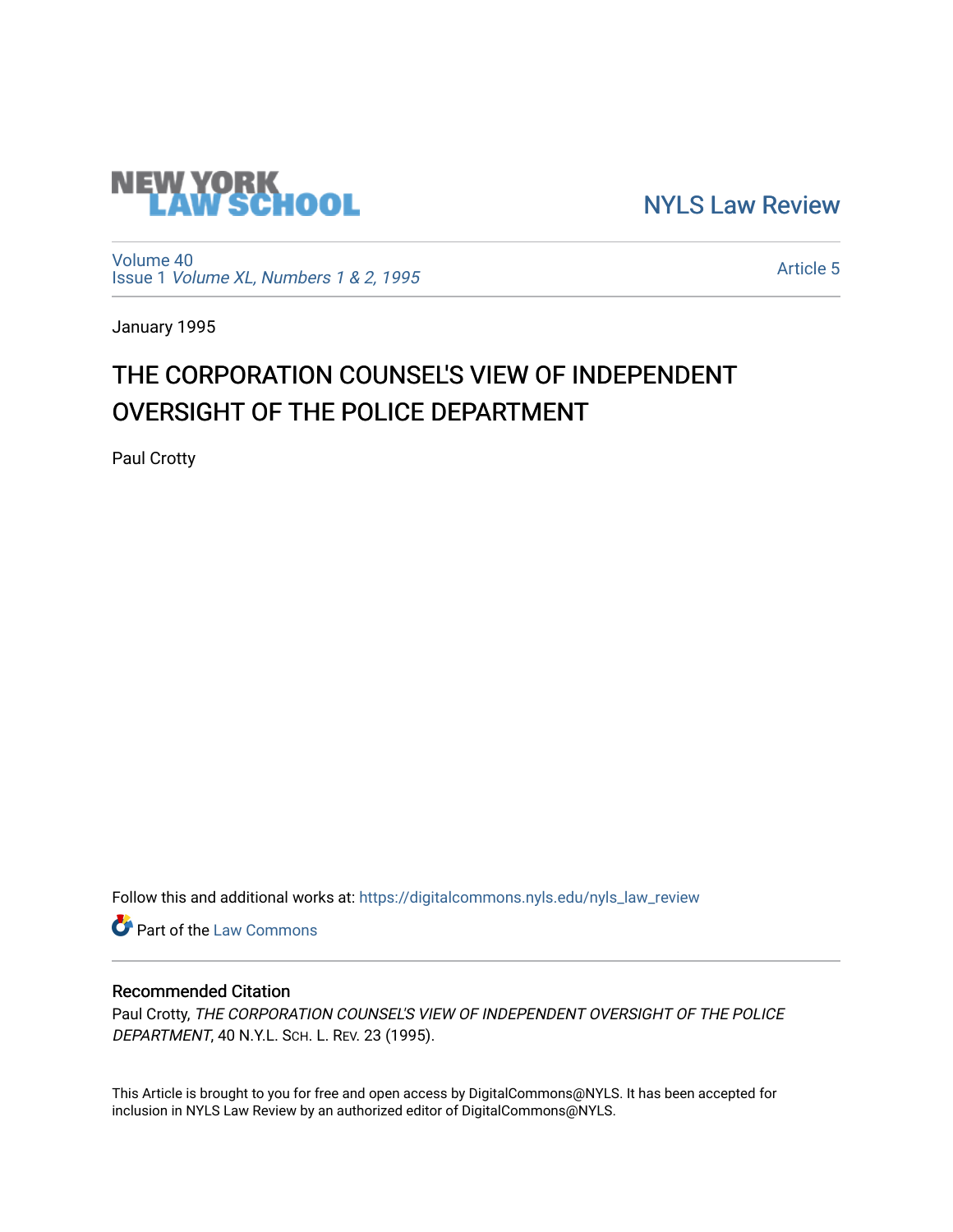NEW YORK LAW SCHOOL

NYLS Law Review

Volume 40
Issue 1 *Volume XL, Numbers 1 & 2, 1995*

Article 5

January 1995

# THE CORPORATION COUNSEL'S VIEW OF INDEPENDENT OVERSIGHT OF THE POLICE DEPARTMENT

Paul Crotty

Follow this and additional works at: https://digitalcommons.nyls.edu/nyls_law_review

Part of the Law Commons

## Recommended Citation

Paul Crotty, *THE CORPORATION COUNSEL'S VIEW OF INDEPENDENT OVERSIGHT OF THE POLICE DEPARTMENT*, 40 N.Y.L. SCH. L. REV. 23 (1995).

This Article is brought to you for free and open access by DigitalCommons@NYLS. It has been accepted for inclusion in NYLS Law Review by an authorized editor of DigitalCommons@NYLS.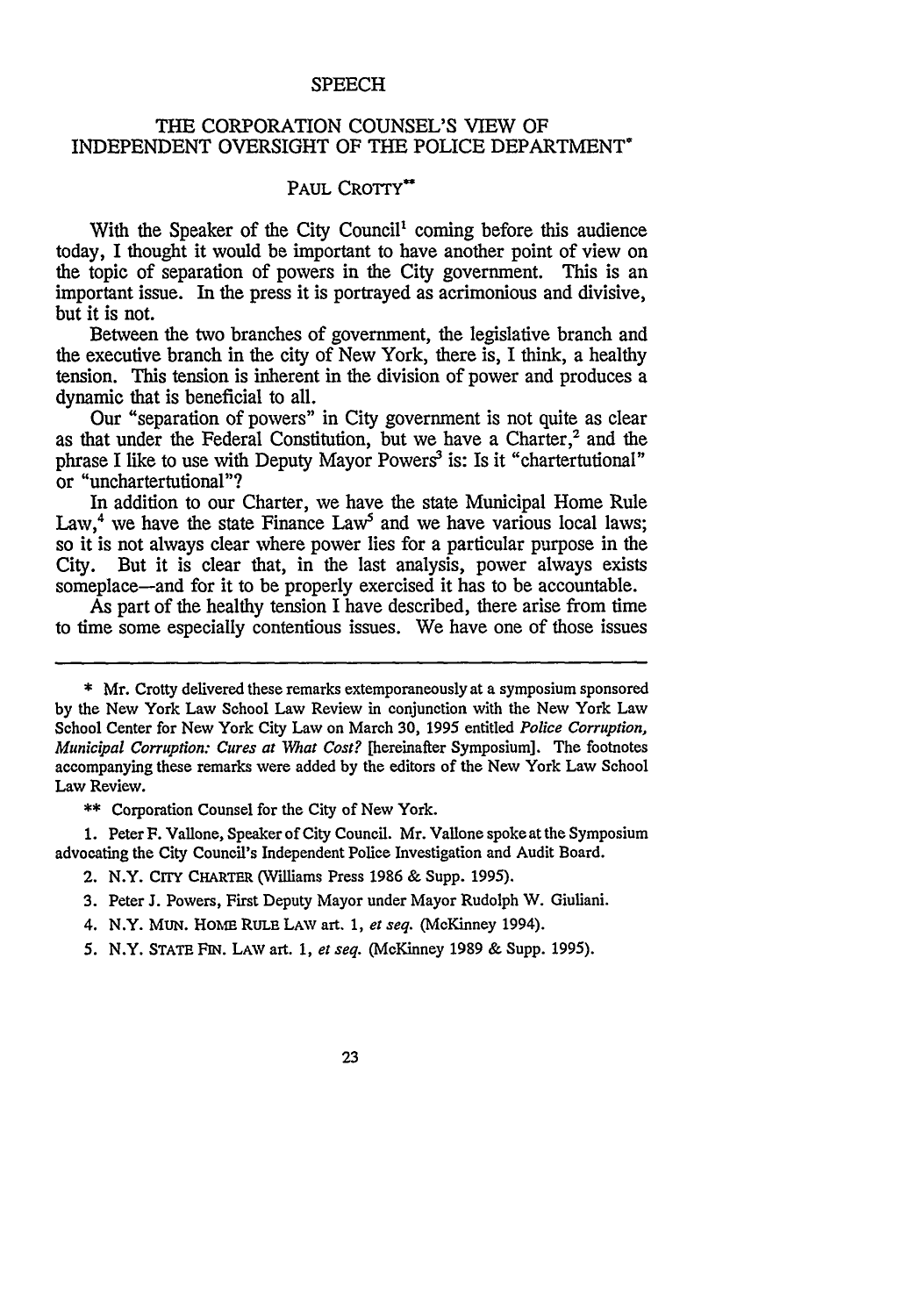SPEECH

# THE CORPORATION COUNSEL'S VIEW OF INDEPENDENT OVERSIGHT OF THE POLICE DEPARTMENT*

PAUL CROTTY**

With the Speaker of the City Council[1] coming before this audience today, I thought it would be important to have another point of view on the topic of separation of powers in the City government. This is an important issue. In the press it is portrayed as acrimonious and divisive, but it is not.

Between the two branches of government, the legislative branch and the executive branch in the city of New York, there is, I think, a healthy tension. This tension is inherent in the division of power and produces a dynamic that is beneficial to all.

Our "separation of powers" in City government is not quite as clear as that under the Federal Constitution, but we have a Charter,[2] and the phrase I like to use with Deputy Mayor Powers[3] is: Is it "chartertutional" or "unchartertutional"?

In addition to our Charter, we have the state Municipal Home Rule Law,[4] we have the state Finance Law[5] and we have various local laws; so it is not always clear where power lies for a particular purpose in the City. But it is clear that, in the last analysis, power always exists someplace—and for it to be properly exercised it has to be accountable.

As part of the healthy tension I have described, there arise from time to time some especially contentious issues. We have one of those issues

---

\* Mr. Crotty delivered these remarks extemporaneously at a symposium sponsored by the New York Law School Law Review in conjunction with the New York Law School Center for New York City Law on March 30, 1995 entitled *Police Corruption, Municipal Corruption: Cures at What Cost?* [hereinafter Symposium]. The footnotes accompanying these remarks were added by the editors of the New York Law School Law Review.

\*\* Corporation Counsel for the City of New York.

1. Peter F. Vallone, Speaker of City Council. Mr. Vallone spoke at the Symposium advocating the City Council's Independent Police Investigation and Audit Board.

2. N.Y. CITY CHARTER (Williams Press 1986 & Supp. 1995).

3. Peter J. Powers, First Deputy Mayor under Mayor Rudolph W. Giuliani.

4. N.Y. MUN. HOME RULE LAW art. 1, *et seq.* (McKinney 1994).

5. N.Y. STATE FIN. LAW art. 1, *et seq.* (McKinney 1989 & Supp. 1995).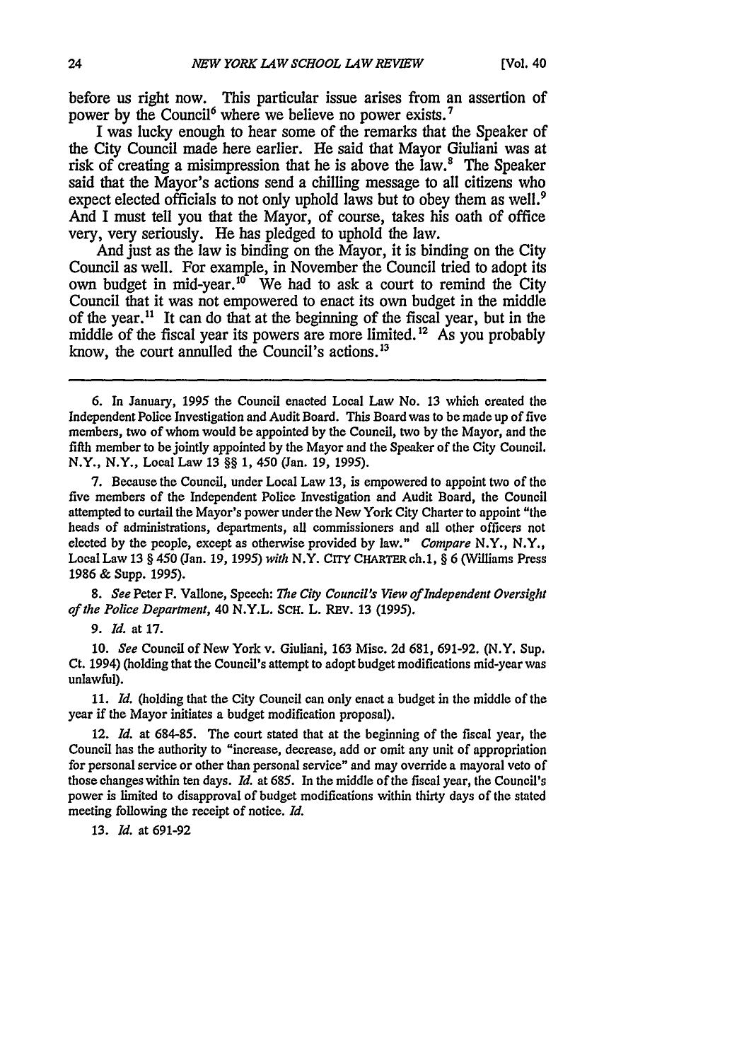before us right now. This particular issue arises from an assertion of power by the Council[6] where we believe no power exists.[7]

I was lucky enough to hear some of the remarks that the Speaker of the City Council made here earlier. He said that Mayor Giuliani was at risk of creating a misimpression that he is above the law.[8] The Speaker said that the Mayor's actions send a chilling message to all citizens who expect elected officials to not only uphold laws but to obey them as well.[9] And I must tell you that the Mayor, of course, takes his oath of office very, very seriously. He has pledged to uphold the law.

And just as the law is binding on the Mayor, it is binding on the City Council as well. For example, in November the Council tried to adopt its own budget in mid-year.[10] We had to ask a court to remind the City Council that it was not empowered to enact its own budget in the middle of the year.[11] It can do that at the beginning of the fiscal year, but in the middle of the fiscal year its powers are more limited.[12] As you probably know, the court annulled the Council's actions.[13]

---

6. In January, 1995 the Council enacted Local Law No. 13 which created the Independent Police Investigation and Audit Board. This Board was to be made up of five members, two of whom would be appointed by the Council, two by the Mayor, and the fifth member to be jointly appointed by the Mayor and the Speaker of the City Council. N.Y., N.Y., Local Law 13 §§ 1, 450 (Jan. 19, 1995).

7. Because the Council, under Local Law 13, is empowered to appoint two of the five members of the Independent Police Investigation and Audit Board, the Council attempted to curtail the Mayor's power under the New York City Charter to appoint "the heads of administrations, departments, all commissioners and all other officers not elected by the people, except as otherwise provided by law." *Compare* N.Y., N.Y., Local Law 13 § 450 (Jan. 19, 1995) *with* N.Y. CITY CHARTER ch.1, § 6 (Williams Press 1986 & Supp. 1995).

8. *See* Peter F. Vallone, Speech: *The City Council's View of Independent Oversight of the Police Department*, 40 N.Y.L. SCH. L. REV. 13 (1995).

9. *Id.* at 17.

10. *See* Council of New York v. Giuliani, 163 Misc. 2d 681, 691-92. (N.Y. Sup. Ct. 1994) (holding that the Council's attempt to adopt budget modifications mid-year was unlawful).

11. *Id.* (holding that the City Council can only enact a budget in the middle of the year if the Mayor initiates a budget modification proposal).

12. *Id.* at 684-85. The court stated that at the beginning of the fiscal year, the Council has the authority to "increase, decrease, add or omit any unit of appropriation for personal service or other than personal service" and may override a mayoral veto of those changes within ten days. *Id.* at 685. In the middle of the fiscal year, the Council's power is limited to disapproval of budget modifications within thirty days of the stated meeting following the receipt of notice. *Id.*

13. *Id.* at 691-92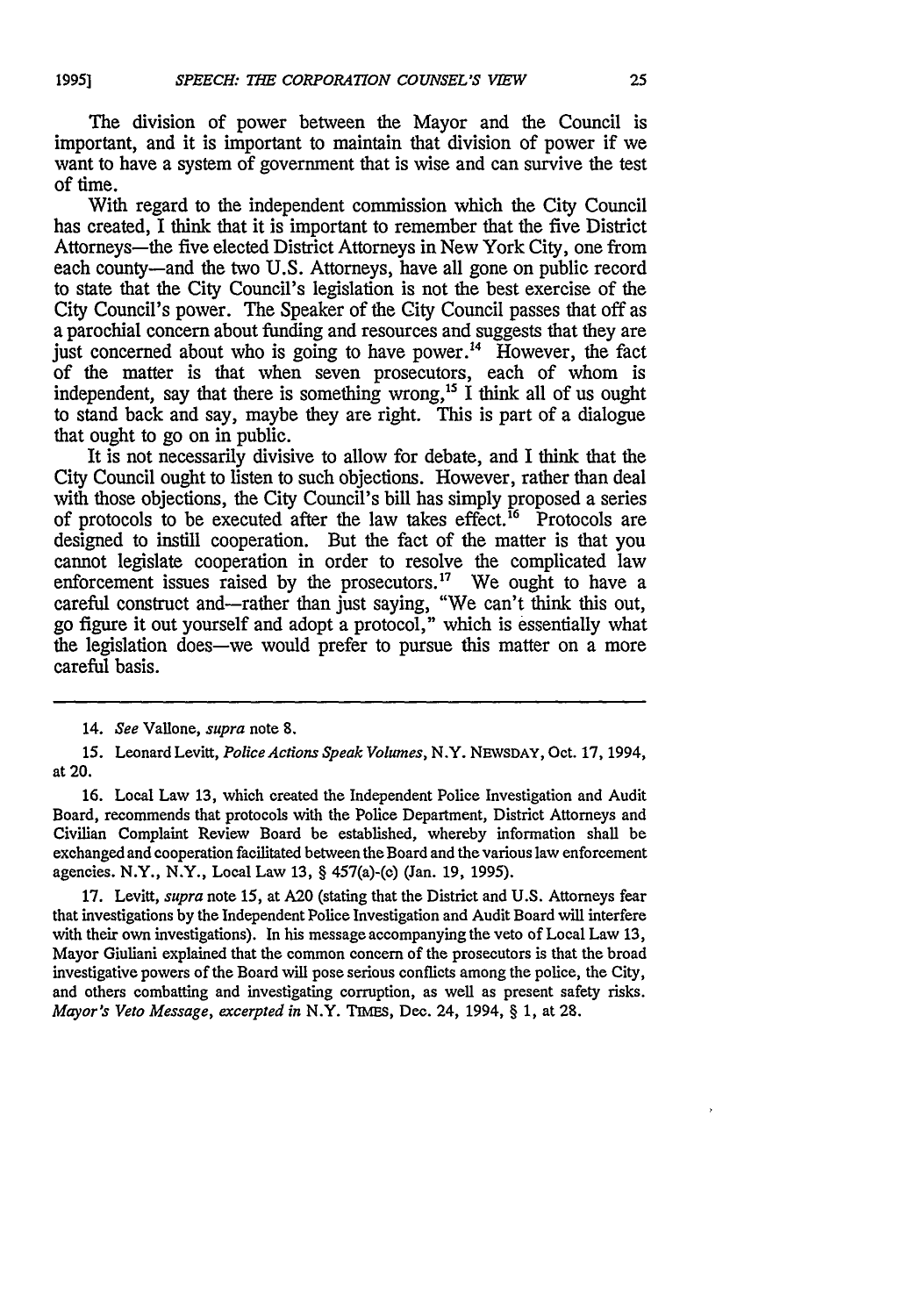The division of power between the Mayor and the Council is important, and it is important to maintain that division of power if we want to have a system of government that is wise and can survive the test of time.

With regard to the independent commission which the City Council has created, I think that it is important to remember that the five District Attorneys—the five elected District Attorneys in New York City, one from each county—and the two U.S. Attorneys, have all gone on public record to state that the City Council's legislation is not the best exercise of the City Council's power. The Speaker of the City Council passes that off as a parochial concern about funding and resources and suggests that they are just concerned about who is going to have power.[14] However, the fact of the matter is that when seven prosecutors, each of whom is independent, say that there is something wrong,[15] I think all of us ought to stand back and say, maybe they are right. This is part of a dialogue that ought to go on in public.

It is not necessarily divisive to allow for debate, and I think that the City Council ought to listen to such objections. However, rather than deal with those objections, the City Council's bill has simply proposed a series of protocols to be executed after the law takes effect.[16] Protocols are designed to instill cooperation. But the fact of the matter is that you cannot legislate cooperation in order to resolve the complicated law enforcement issues raised by the prosecutors.[17] We ought to have a careful construct and—rather than just saying, "We can't think this out, go figure it out yourself and adopt a protocol," which is essentially what the legislation does—we would prefer to pursue this matter on a more careful basis.

---

14. *See* Vallone, *supra* note 8.

15. Leonard Levitt, *Police Actions Speak Volumes*, N.Y. NEWSDAY, Oct. 17, 1994, at 20.

16. Local Law 13, which created the Independent Police Investigation and Audit Board, recommends that protocols with the Police Department, District Attorneys and Civilian Complaint Review Board be established, whereby information shall be exchanged and cooperation facilitated between the Board and the various law enforcement agencies. N.Y., N.Y., Local Law 13, § 457(a)-(c) (Jan. 19, 1995).

17. Levitt, *supra* note 15, at A20 (stating that the District and U.S. Attorneys fear that investigations by the Independent Police Investigation and Audit Board will interfere with their own investigations). In his message accompanying the veto of Local Law 13, Mayor Giuliani explained that the common concern of the prosecutors is that the broad investigative powers of the Board will pose serious conflicts among the police, the City, and others combatting and investigating corruption, as well as present safety risks. *Mayor's Veto Message*, *excerpted in* N.Y. TIMES, Dec. 24, 1994, § 1, at 28.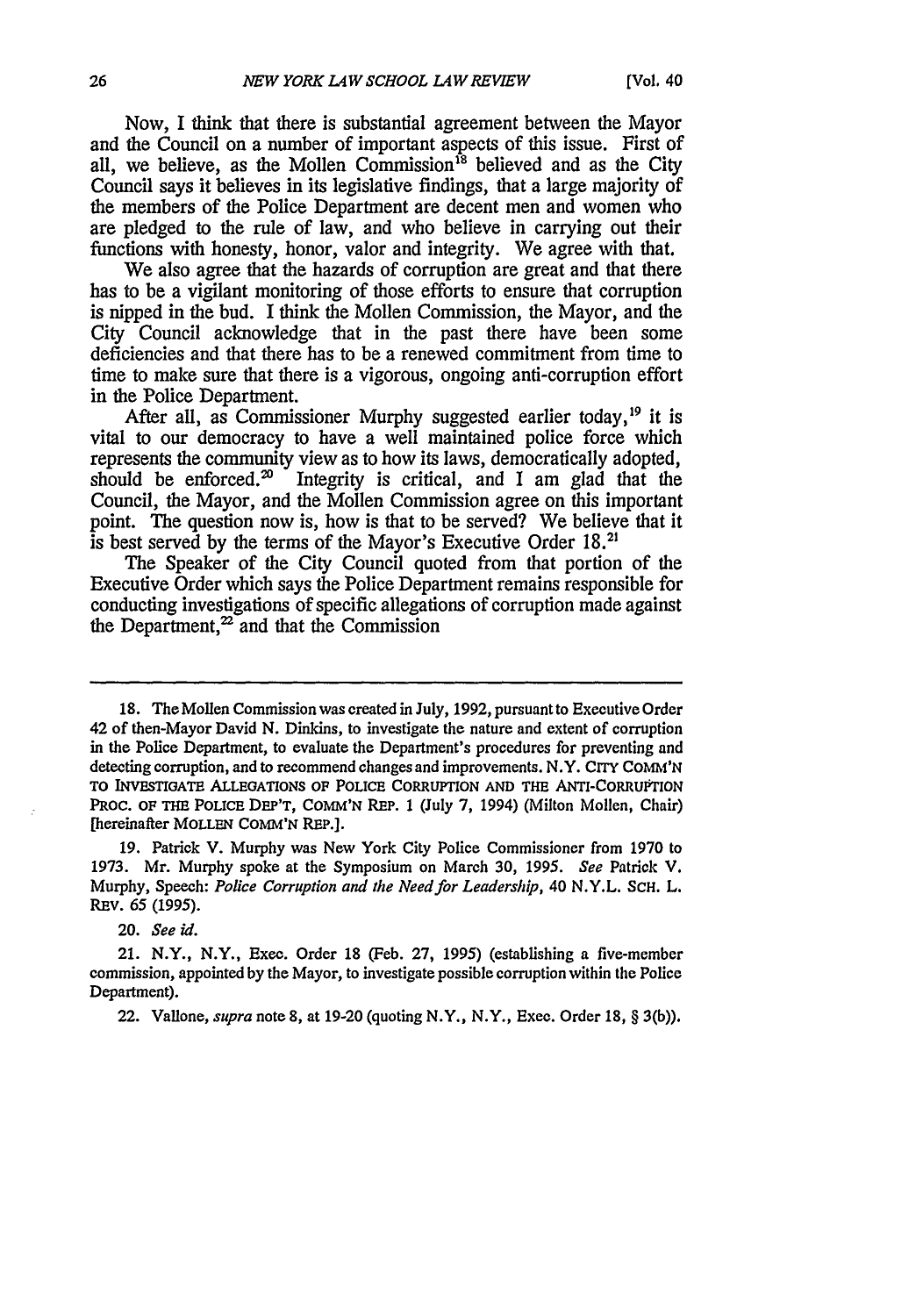Now, I think that there is substantial agreement between the Mayor and the Council on a number of important aspects of this issue. First of all, we believe, as the Mollen Commission[18] believed and as the City Council says it believes in its legislative findings, that a large majority of the members of the Police Department are decent men and women who are pledged to the rule of law, and who believe in carrying out their functions with honesty, honor, valor and integrity. We agree with that.

We also agree that the hazards of corruption are great and that there has to be a vigilant monitoring of those efforts to ensure that corruption is nipped in the bud. I think the Mollen Commission, the Mayor, and the City Council acknowledge that in the past there have been some deficiencies and that there has to be a renewed commitment from time to time to make sure that there is a vigorous, ongoing anti-corruption effort in the Police Department.

After all, as Commissioner Murphy suggested earlier today,[19] it is vital to our democracy to have a well maintained police force which represents the community view as to how its laws, democratically adopted, should be enforced.[20] Integrity is critical, and I am glad that the Council, the Mayor, and the Mollen Commission agree on this important point. The question now is, how is that to be served? We believe that it is best served by the terms of the Mayor's Executive Order 18.[21]

The Speaker of the City Council quoted from that portion of the Executive Order which says the Police Department remains responsible for conducting investigations of specific allegations of corruption made against the Department,[22] and that the Commission

---

18. The Mollen Commission was created in July, 1992, pursuant to Executive Order 42 of then-Mayor David N. Dinkins, to investigate the nature and extent of corruption in the Police Department, to evaluate the Department's procedures for preventing and detecting corruption, and to recommend changes and improvements. N.Y. CITY COMM'N TO INVESTIGATE ALLEGATIONS OF POLICE CORRUPTION AND THE ANTI-CORRUPTION PROC. OF THE POLICE DEP'T, COMM'N REP. 1 (July 7, 1994) (Milton Mollen, Chair) [hereinafter MOLLEN COMM'N REP.].

19. Patrick V. Murphy was New York City Police Commissioner from 1970 to 1973. Mr. Murphy spoke at the Symposium on March 30, 1995. *See* Patrick V. Murphy, Speech: *Police Corruption and the Need for Leadership*, 40 N.Y.L. SCH. L. REV. 65 (1995).

20. *See id.*

21. N.Y., N.Y., Exec. Order 18 (Feb. 27, 1995) (establishing a five-member commission, appointed by the Mayor, to investigate possible corruption within the Police Department).

22. Vallone, *supra* note 8, at 19-20 (quoting N.Y., N.Y., Exec. Order 18, § 3(b)).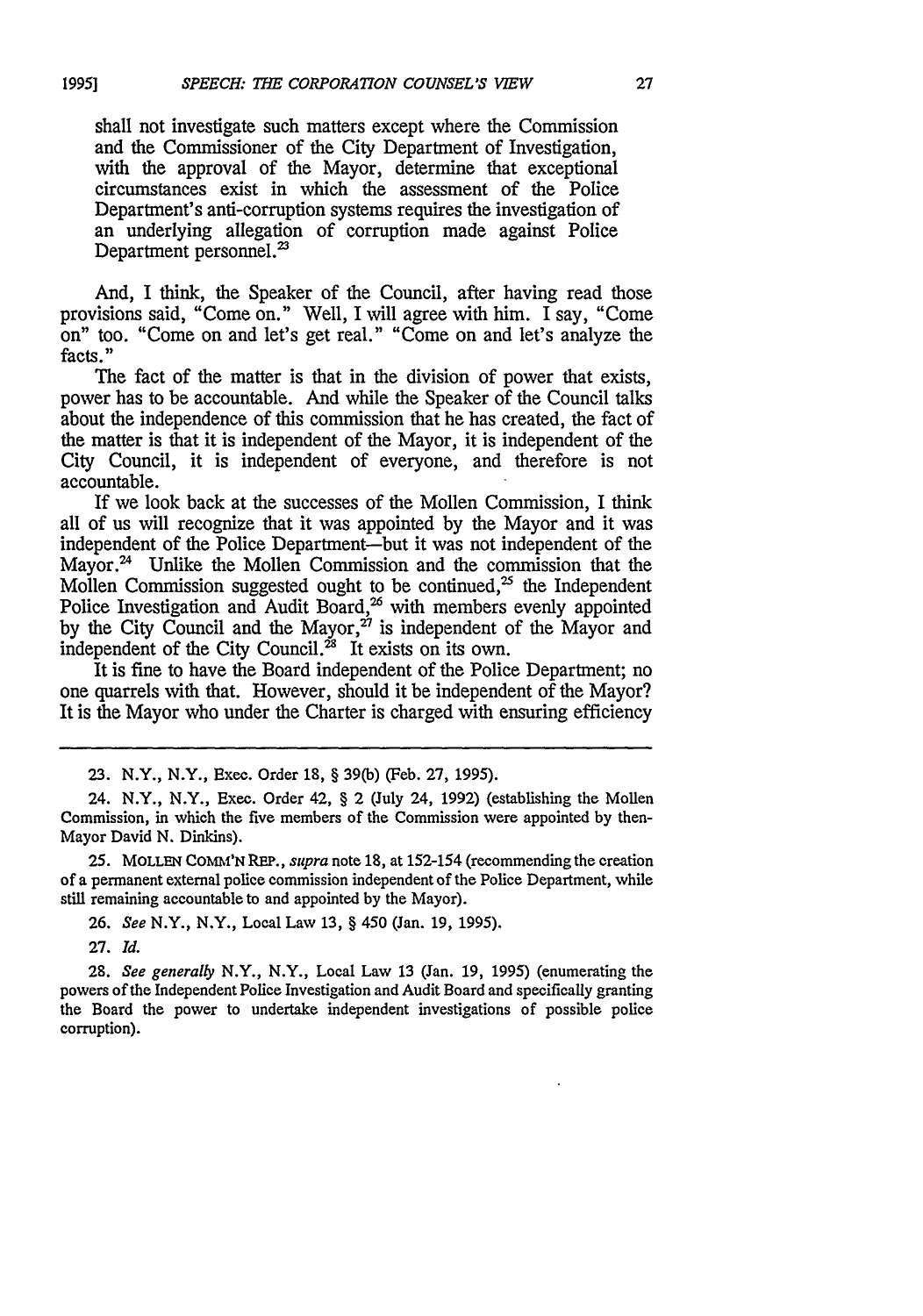shall not investigate such matters except where the Commission and the Commissioner of the City Department of Investigation, with the approval of the Mayor, determine that exceptional circumstances exist in which the assessment of the Police Department's anti-corruption systems requires the investigation of an underlying allegation of corruption made against Police Department personnel.[23]

And, I think, the Speaker of the Council, after having read those provisions said, "Come on." Well, I will agree with him. I say, "Come on" too. "Come on and let's get real." "Come on and let's analyze the facts."

The fact of the matter is that in the division of power that exists, power has to be accountable. And while the Speaker of the Council talks about the independence of this commission that he has created, the fact of the matter is that it is independent of the Mayor, it is independent of the City Council, it is independent of everyone, and therefore is not accountable.

If we look back at the successes of the Mollen Commission, I think all of us will recognize that it was appointed by the Mayor and it was independent of the Police Department—but it was not independent of the Mayor.[24] Unlike the Mollen Commission and the commission that the Mollen Commission suggested ought to be continued,[25] the Independent Police Investigation and Audit Board,[26] with members evenly appointed by the City Council and the Mayor,[27] is independent of the Mayor and independent of the City Council.[28] It exists on its own.

It is fine to have the Board independent of the Police Department; no one quarrels with that. However, should it be independent of the Mayor? It is the Mayor who under the Charter is charged with ensuring efficiency

---

23. N.Y., N.Y., Exec. Order 18, § 39(b) (Feb. 27, 1995).

24. N.Y., N.Y., Exec. Order 42, § 2 (July 24, 1992) (establishing the Mollen Commission, in which the five members of the Commission were appointed by then-Mayor David N. Dinkins).

25. MOLLEN COMM'N REP., *supra* note 18, at 152-154 (recommending the creation of a permanent external police commission independent of the Police Department, while still remaining accountable to and appointed by the Mayor).

26. *See* N.Y., N.Y., Local Law 13, § 450 (Jan. 19, 1995).

27. *Id.*

28. *See generally* N.Y., N.Y., Local Law 13 (Jan. 19, 1995) (enumerating the powers of the Independent Police Investigation and Audit Board and specifically granting the Board the power to undertake independent investigations of possible police corruption).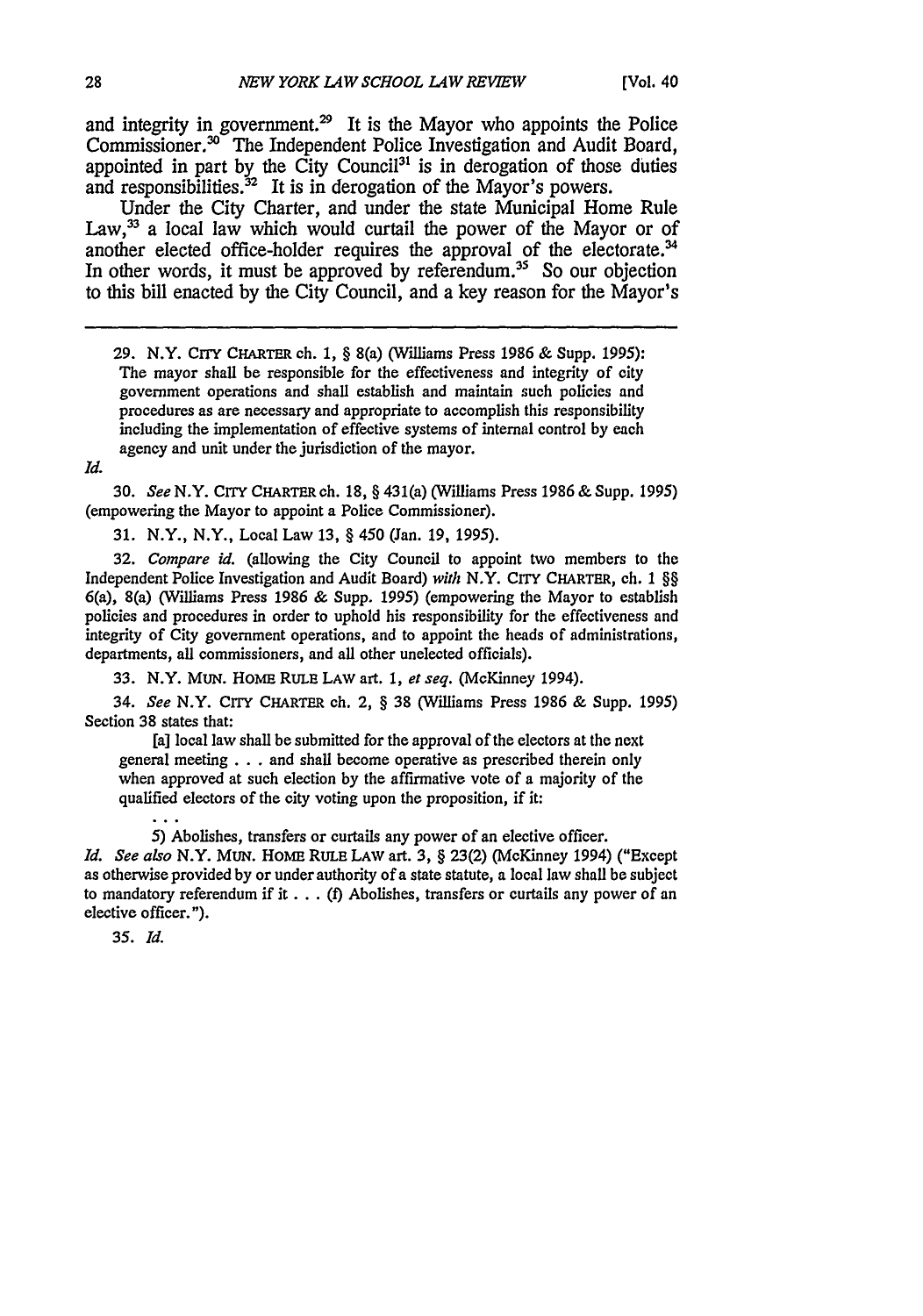and integrity in government.[29] It is the Mayor who appoints the Police Commissioner.[30] The Independent Police Investigation and Audit Board, appointed in part by the City Council[31] is in derogation of those duties and responsibilities.[32] It is in derogation of the Mayor's powers.

Under the City Charter, and under the state Municipal Home Rule Law,[33] a local law which would curtail the power of the Mayor or of another elected office-holder requires the approval of the electorate.[34] In other words, it must be approved by referendum.[35] So our objection to this bill enacted by the City Council, and a key reason for the Mayor's

---

29. N.Y. CITY CHARTER ch. 1, § 8(a) (Williams Press 1986 & Supp. 1995):

> The mayor shall be responsible for the effectiveness and integrity of city government operations and shall establish and maintain such policies and procedures as are necessary and appropriate to accomplish this responsibility including the implementation of effective systems of internal control by each agency and unit under the jurisdiction of the mayor.

*Id.*

30. *See* N.Y. CITY CHARTER ch. 18, § 431(a) (Williams Press 1986 & Supp. 1995) (empowering the Mayor to appoint a Police Commissioner).

31. N.Y., N.Y., Local Law 13, § 450 (Jan. 19, 1995).

32. *Compare id.* (allowing the City Council to appoint two members to the Independent Police Investigation and Audit Board) *with* N.Y. CITY CHARTER, ch. 1 §§ 6(a), 8(a) (Williams Press 1986 & Supp. 1995) (empowering the Mayor to establish policies and procedures in order to uphold his responsibility for the effectiveness and integrity of City government operations, and to appoint the heads of administrations, departments, all commissioners, and all other unelected officials).

33. N.Y. MUN. HOME RULE LAW art. 1, *et seq.* (McKinney 1994).

34. *See* N.Y. CITY CHARTER ch. 2, § 38 (Williams Press 1986 & Supp. 1995) Section 38 states that:

> [a] local law shall be submitted for the approval of the electors at the next general meeting . . . and shall become operative as prescribed therein only when approved at such election by the affirmative vote of a majority of the qualified electors of the city voting upon the proposition, if it:
>
> . . .
>
> 5) Abolishes, transfers or curtails any power of an elective officer.

*Id. See also* N.Y. MUN. HOME RULE LAW art. 3, § 23(2) (McKinney 1994) ("Except as otherwise provided by or under authority of a state statute, a local law shall be subject to mandatory referendum if it . . . (f) Abolishes, transfers or curtails any power of an elective officer.").

35. *Id.*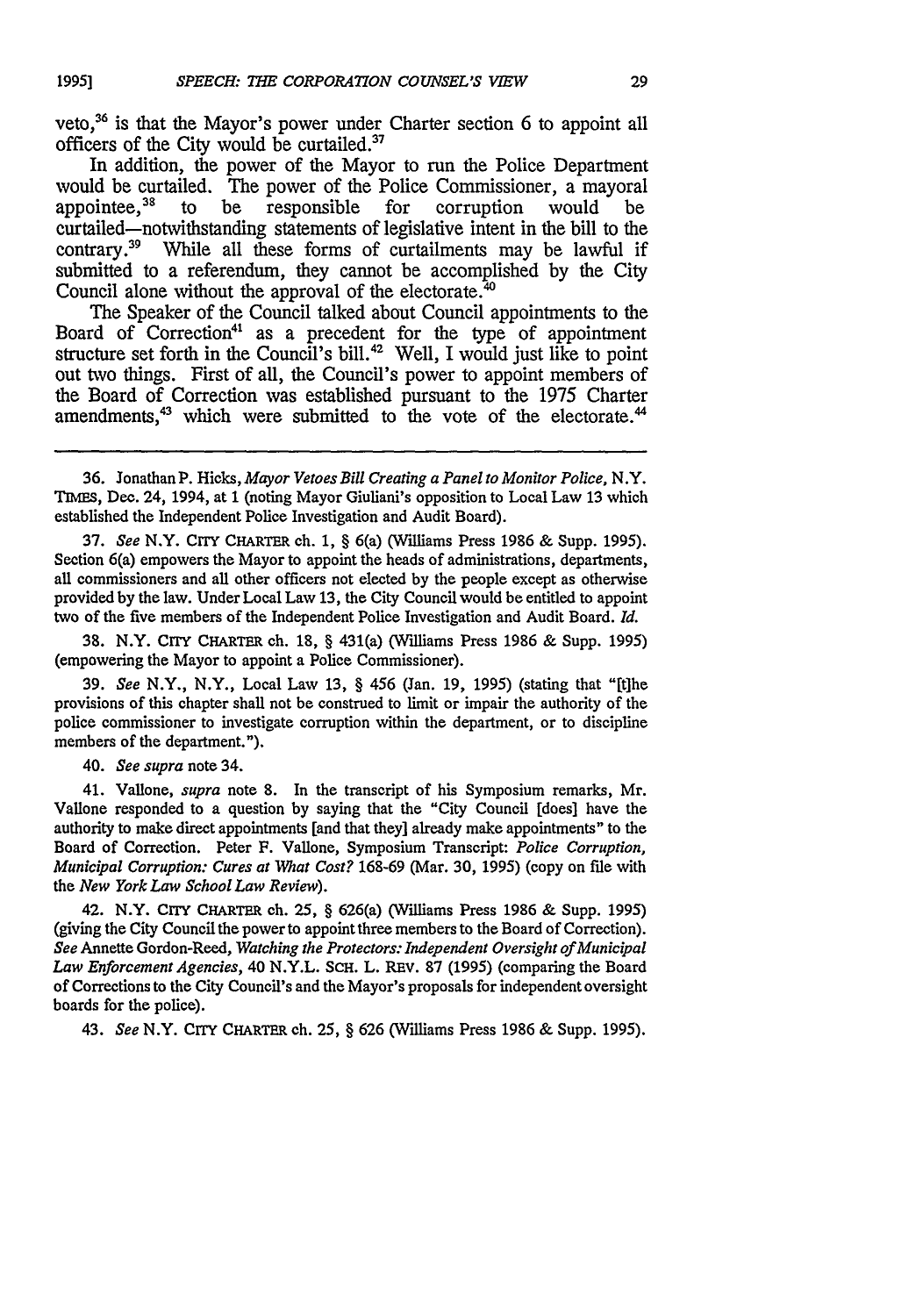veto,[36] is that the Mayor's power under Charter section 6 to appoint all officers of the City would be curtailed.[37]

In addition, the power of the Mayor to run the Police Department would be curtailed. The power of the Police Commissioner, a mayoral appointee,[38] to be responsible for corruption would be curtailed—notwithstanding statements of legislative intent in the bill to the contrary.[39] While all these forms of curtailments may be lawful if submitted to a referendum, they cannot be accomplished by the City Council alone without the approval of the electorate.[40]

The Speaker of the Council talked about Council appointments to the Board of Correction[41] as a precedent for the type of appointment structure set forth in the Council's bill.[42] Well, I would just like to point out two things. First of all, the Council's power to appoint members of the Board of Correction was established pursuant to the 1975 Charter amendments,[43] which were submitted to the vote of the electorate.[44]

---

36. Jonathan P. Hicks, *Mayor Vetoes Bill Creating a Panel to Monitor Police*, N.Y. TIMES, Dec. 24, 1994, at 1 (noting Mayor Giuliani's opposition to Local Law 13 which established the Independent Police Investigation and Audit Board).

37. *See* N.Y. CITY CHARTER ch. 1, § 6(a) (Williams Press 1986 & Supp. 1995). Section 6(a) empowers the Mayor to appoint the heads of administrations, departments, all commissioners and all other officers not elected by the people except as otherwise provided by the law. Under Local Law 13, the City Council would be entitled to appoint two of the five members of the Independent Police Investigation and Audit Board. *Id.*

38. N.Y. CITY CHARTER ch. 18, § 431(a) (Williams Press 1986 & Supp. 1995) (empowering the Mayor to appoint a Police Commissioner).

39. *See* N.Y., N.Y., Local Law 13, § 456 (Jan. 19, 1995) (stating that "[t]he provisions of this chapter shall not be construed to limit or impair the authority of the police commissioner to investigate corruption within the department, or to discipline members of the department.").

40. *See supra* note 34.

41. Vallone, *supra* note 8. In the transcript of his Symposium remarks, Mr. Vallone responded to a question by saying that the "City Council [does] have the authority to make direct appointments [and that they] already make appointments" to the Board of Correction. Peter F. Vallone, Symposium Transcript: *Police Corruption, Municipal Corruption: Cures at What Cost?* 168-69 (Mar. 30, 1995) (copy on file with the *New York Law School Law Review*).

42. N.Y. CITY CHARTER ch. 25, § 626(a) (Williams Press 1986 & Supp. 1995) (giving the City Council the power to appoint three members to the Board of Correction). *See* Annette Gordon-Reed, *Watching the Protectors: Independent Oversight of Municipal Law Enforcement Agencies*, 40 N.Y.L. SCH. L. REV. 87 (1995) (comparing the Board of Corrections to the City Council's and the Mayor's proposals for independent oversight boards for the police).

43. *See* N.Y. CITY CHARTER ch. 25, § 626 (Williams Press 1986 & Supp. 1995).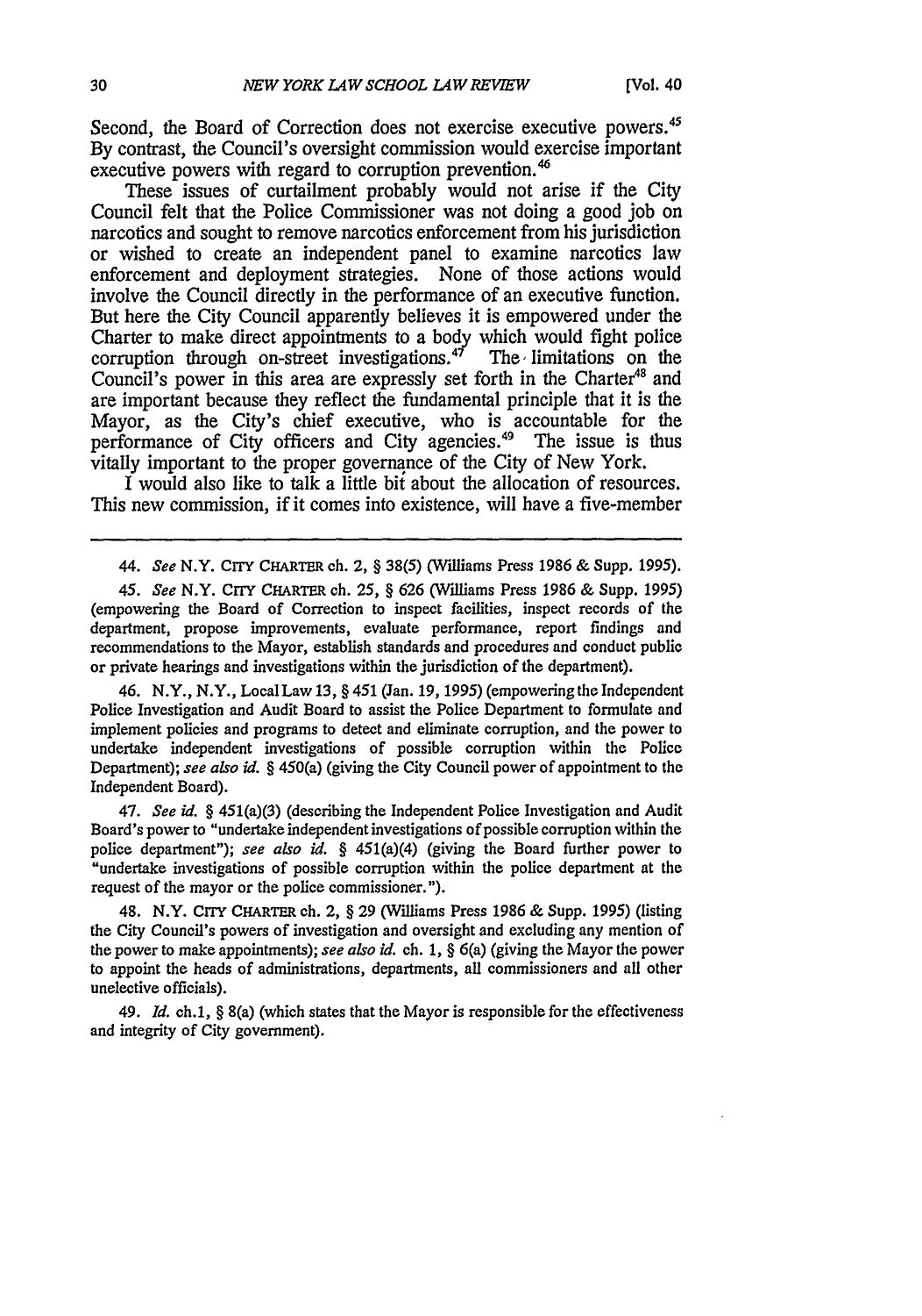Second, the Board of Correction does not exercise executive powers.[45] By contrast, the Council's oversight commission would exercise important executive powers with regard to corruption prevention.[46]

These issues of curtailment probably would not arise if the City Council felt that the Police Commissioner was not doing a good job on narcotics and sought to remove narcotics enforcement from his jurisdiction or wished to create an independent panel to examine narcotics law enforcement and deployment strategies. None of those actions would involve the Council directly in the performance of an executive function. But here the City Council apparently believes it is empowered under the Charter to make direct appointments to a body which would fight police corruption through on-street investigations.[47] The limitations on the Council's power in this area are expressly set forth in the Charter[48] and are important because they reflect the fundamental principle that it is the Mayor, as the City's chief executive, who is accountable for the performance of City officers and City agencies.[49] The issue is thus vitally important to the proper governance of the City of New York.

I would also like to talk a little bit about the allocation of resources. This new commission, if it comes into existence, will have a five-member

---

44. *See* N.Y. CITY CHARTER ch. 2, § 38(5) (Williams Press 1986 & Supp. 1995).

45. *See* N.Y. CITY CHARTER ch. 25, § 626 (Williams Press 1986 & Supp. 1995) (empowering the Board of Correction to inspect facilities, inspect records of the department, propose improvements, evaluate performance, report findings and recommendations to the Mayor, establish standards and procedures and conduct public or private hearings and investigations within the jurisdiction of the department).

46. N.Y., N.Y., Local Law 13, § 451 (Jan. 19, 1995) (empowering the Independent Police Investigation and Audit Board to assist the Police Department to formulate and implement policies and programs to detect and eliminate corruption, and the power to undertake independent investigations of possible corruption within the Police Department); *see also id.* § 450(a) (giving the City Council power of appointment to the Independent Board).

47. *See id.* § 451(a)(3) (describing the Independent Police Investigation and Audit Board's power to "undertake independent investigations of possible corruption within the police department"); *see also id.* § 451(a)(4) (giving the Board further power to "undertake investigations of possible corruption within the police department at the request of the mayor or the police commissioner.").

48. N.Y. CITY CHARTER ch. 2, § 29 (Williams Press 1986 & Supp. 1995) (listing the City Council's powers of investigation and oversight and excluding any mention of the power to make appointments); *see also id.* ch. 1, § 6(a) (giving the Mayor the power to appoint the heads of administrations, departments, all commissioners and all other unelective officials).

49. *Id.* ch. 1, § 8(a) (which states that the Mayor is responsible for the effectiveness and integrity of City government).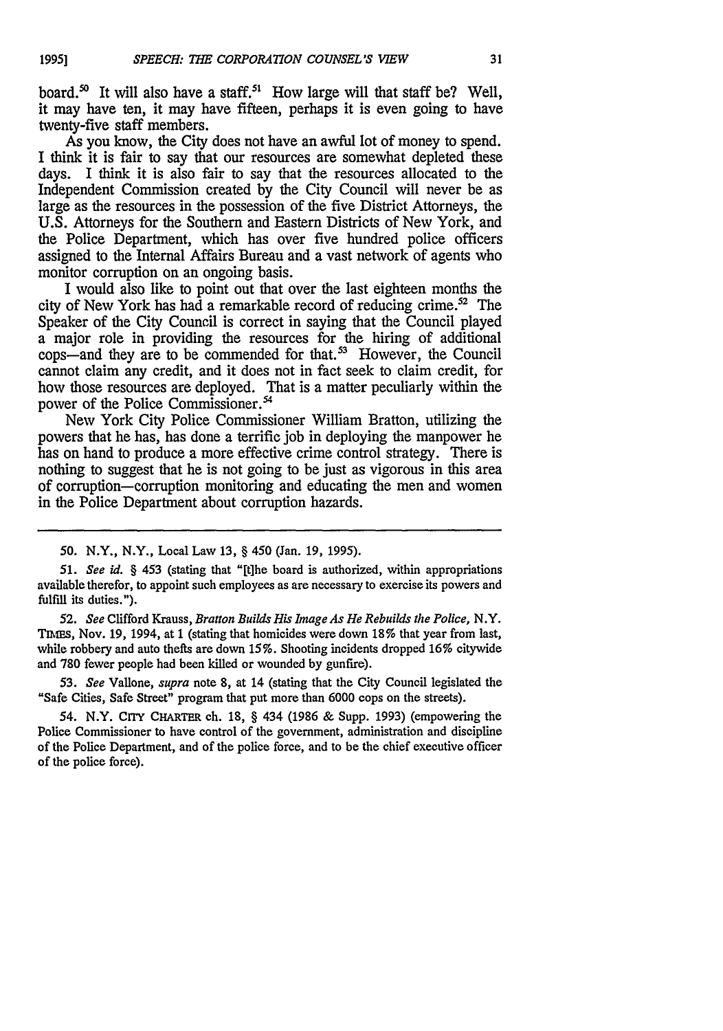board.[50] It will also have a staff.[51] How large will that staff be? Well, it may have ten, it may have fifteen, perhaps it is even going to have twenty-five staff members.

As you know, the City does not have an awful lot of money to spend. I think it is fair to say that our resources are somewhat depleted these days. I think it is also fair to say that the resources allocated to the Independent Commission created by the City Council will never be as large as the resources in the possession of the five District Attorneys, the U.S. Attorneys for the Southern and Eastern Districts of New York, and the Police Department, which has over five hundred police officers assigned to the Internal Affairs Bureau and a vast network of agents who monitor corruption on an ongoing basis.

I would also like to point out that over the last eighteen months the city of New York has had a remarkable record of reducing crime.[52] The Speaker of the City Council is correct in saying that the Council played a major role in providing the resources for the hiring of additional cops—and they are to be commended for that.[53] However, the Council cannot claim any credit, and it does not in fact seek to claim credit, for how those resources are deployed. That is a matter peculiarly within the power of the Police Commissioner.[54]

New York City Police Commissioner William Bratton, utilizing the powers that he has, has done a terrific job in deploying the manpower he has on hand to produce a more effective crime control strategy. There is nothing to suggest that he is not going to be just as vigorous in this area of corruption—corruption monitoring and educating the men and women in the Police Department about corruption hazards.

---

50. N.Y., N.Y., Local Law 13, § 450 (Jan. 19, 1995).

51. *See id.* § 453 (stating that "[t]he board is authorized, within appropriations available therefor, to appoint such employees as are necessary to exercise its powers and fulfill its duties.").

52. *See* Clifford Krauss, *Bratton Builds His Image As He Rebuilds the Police*, N.Y. TIMES, Nov. 19, 1994, at 1 (stating that homicides were down 18% that year from last, while robbery and auto thefts are down 15%. Shooting incidents dropped 16% citywide and 780 fewer people had been killed or wounded by gunfire).

53. *See* Vallone, *supra* note 8, at 14 (stating that the City Council legislated the "Safe Cities, Safe Street" program that put more than 6000 cops on the streets).

54. N.Y. CITY CHARTER ch. 18, § 434 (1986 & Supp. 1993) (empowering the Police Commissioner to have control of the government, administration and discipline of the Police Department, and of the police force, and to be the chief executive officer of the police force).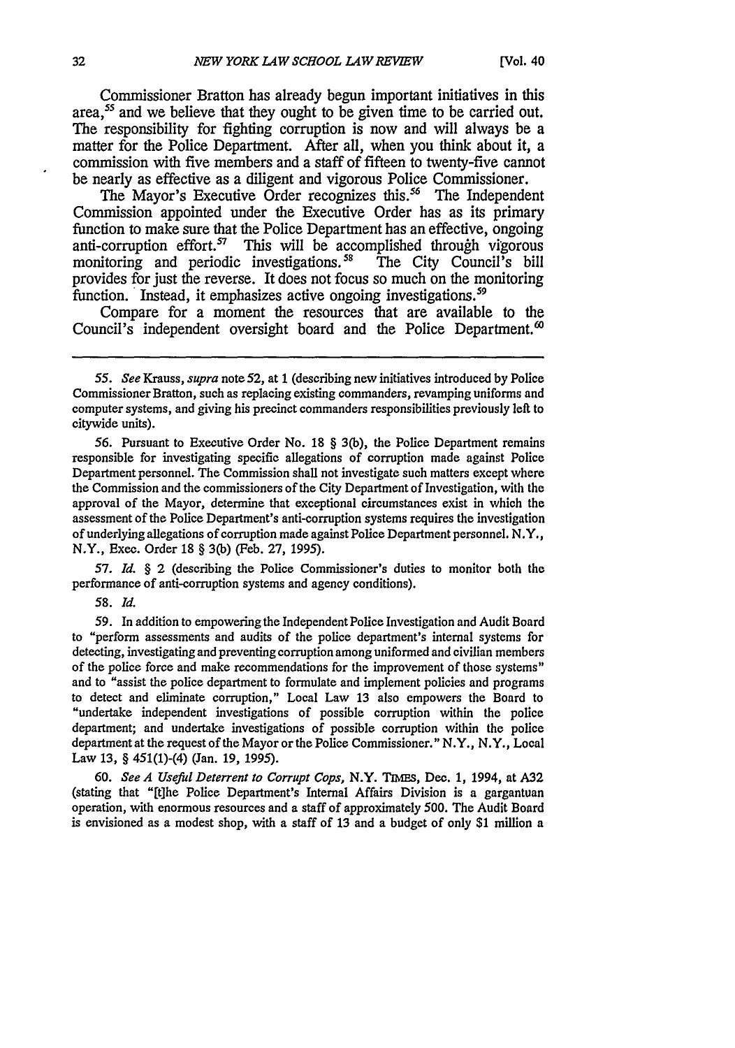Commissioner Bratton has already begun important initiatives in this area,[55] and we believe that they ought to be given time to be carried out. The responsibility for fighting corruption is now and will always be a matter for the Police Department. After all, when you think about it, a commission with five members and a staff of fifteen to twenty-five cannot be nearly as effective as a diligent and vigorous Police Commissioner.

The Mayor's Executive Order recognizes this.[56] The Independent Commission appointed under the Executive Order has as its primary function to make sure that the Police Department has an effective, ongoing anti-corruption effort.[57] This will be accomplished through vigorous monitoring and periodic investigations.[58] The City Council's bill provides for just the reverse. It does not focus so much on the monitoring function. Instead, it emphasizes active ongoing investigations.[59]

Compare for a moment the resources that are available to the Council's independent oversight board and the Police Department.[60]

---

55. *See* Krauss, *supra* note 52, at 1 (describing new initiatives introduced by Police Commissioner Bratton, such as replacing existing commanders, revamping uniforms and computer systems, and giving his precinct commanders responsibilities previously left to citywide units).

56. Pursuant to Executive Order No. 18 § 3(b), the Police Department remains responsible for investigating specific allegations of corruption made against Police Department personnel. The Commission shall not investigate such matters except where the Commission and the commissioners of the City Department of Investigation, with the approval of the Mayor, determine that exceptional circumstances exist in which the assessment of the Police Department's anti-corruption systems requires the investigation of underlying allegations of corruption made against Police Department personnel. N.Y., N.Y., Exec. Order 18 § 3(b) (Feb. 27, 1995).

57. *Id.* § 2 (describing the Police Commissioner's duties to monitor both the performance of anti-corruption systems and agency conditions).

58. *Id.*

59. In addition to empowering the Independent Police Investigation and Audit Board to "perform assessments and audits of the police department's internal systems for detecting, investigating and preventing corruption among uniformed and civilian members of the police force and make recommendations for the improvement of those systems" and to "assist the police department to formulate and implement policies and programs to detect and eliminate corruption," Local Law 13 also empowers the Board to "undertake independent investigations of possible corruption within the police department; and undertake investigations of possible corruption within the police department at the request of the Mayor or the Police Commissioner." N.Y., N.Y., Local Law 13, § 451(1)-(4) (Jan. 19, 1995).

60. *See A Useful Deterrent to Corrupt Cops*, N.Y. TIMES, Dec. 1, 1994, at A32 (stating that "[t]he Police Department's Internal Affairs Division is a gargantuan operation, with enormous resources and a staff of approximately 500. The Audit Board is envisioned as a modest shop, with a staff of 13 and a budget of only $1 million a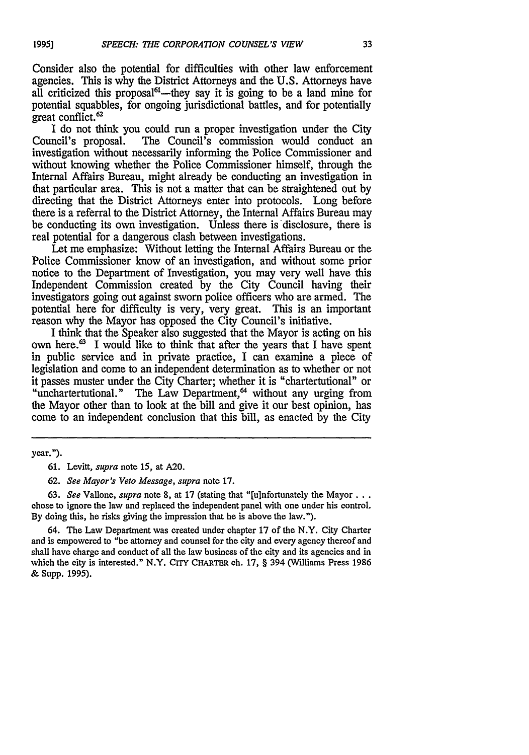Consider also the potential for difficulties with other law enforcement agencies. This is why the District Attorneys and the U.S. Attorneys have all criticized this proposal[61]—they say it is going to be a land mine for potential squabbles, for ongoing jurisdictional battles, and for potentially great conflict.[62]

I do not think you could run a proper investigation under the City Council's proposal. The Council's commission would conduct an investigation without necessarily informing the Police Commissioner and without knowing whether the Police Commissioner himself, through the Internal Affairs Bureau, might already be conducting an investigation in that particular area. This is not a matter that can be straightened out by directing that the District Attorneys enter into protocols. Long before there is a referral to the District Attorney, the Internal Affairs Bureau may be conducting its own investigation. Unless there is disclosure, there is real potential for a dangerous clash between investigations.

Let me emphasize: Without letting the Internal Affairs Bureau or the Police Commissioner know of an investigation, and without some prior notice to the Department of Investigation, you may very well have this Independent Commission created by the City Council having their investigators going out against sworn police officers who are armed. The potential here for difficulty is very, very great. This is an important reason why the Mayor has opposed the City Council's initiative.

I think that the Speaker also suggested that the Mayor is acting on his own here.[63] I would like to think that after the years that I have spent in public service and in private practice, I can examine a piece of legislation and come to an independent determination as to whether or not it passes muster under the City Charter; whether it is "chartertutional" or "unchartertutional." The Law Department,[64] without any urging from the Mayor other than to look at the bill and give it our best opinion, has come to an independent conclusion that this bill, as enacted by the City

---

year.").

61. Levitt, *supra* note 15, at A20.

62. *See Mayor's Veto Message*, *supra* note 17.

63. *See* Vallone, *supra* note 8, at 17 (stating that "[u]nfortunately the Mayor . . . chose to ignore the law and replaced the independent panel with one under his control. By doing this, he risks giving the impression that he is above the law.").

64. The Law Department was created under chapter 17 of the N.Y. City Charter and is empowered to "be attorney and counsel for the city and every agency thereof and shall have charge and conduct of all the law business of the city and its agencies and in which the city is interested." N.Y. CITY CHARTER ch. 17, § 394 (Williams Press 1986 & Supp. 1995).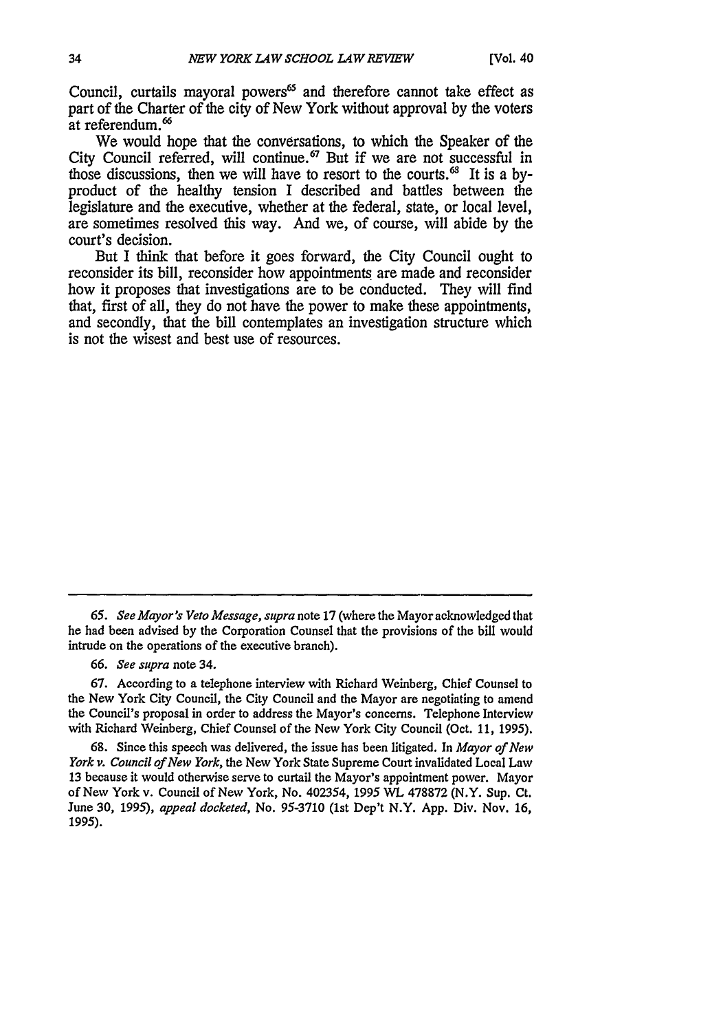Council, curtails mayoral powers[65] and therefore cannot take effect as part of the Charter of the city of New York without approval by the voters at referendum.[66]

We would hope that the conversations, to which the Speaker of the City Council referred, will continue.[67] But if we are not successful in those discussions, then we will have to resort to the courts.[68] It is a by-product of the healthy tension I described and battles between the legislature and the executive, whether at the federal, state, or local level, are sometimes resolved this way. And we, of course, will abide by the court's decision.

But I think that before it goes forward, the City Council ought to reconsider its bill, reconsider how appointments are made and reconsider how it proposes that investigations are to be conducted. They will find that, first of all, they do not have the power to make these appointments, and secondly, that the bill contemplates an investigation structure which is not the wisest and best use of resources.

---

65. *See Mayor's Veto Message, supra* note 17 (where the Mayor acknowledged that he had been advised by the Corporation Counsel that the provisions of the bill would intrude on the operations of the executive branch).

66. *See supra* note 34.

67. According to a telephone interview with Richard Weinberg, Chief Counsel to the New York City Council, the City Council and the Mayor are negotiating to amend the Council's proposal in order to address the Mayor's concerns. Telephone Interview with Richard Weinberg, Chief Counsel of the New York City Council (Oct. 11, 1995).

68. Since this speech was delivered, the issue has been litigated. In *Mayor of New York v. Council of New York*, the New York State Supreme Court invalidated Local Law 13 because it would otherwise serve to curtail the Mayor's appointment power. Mayor of New York v. Council of New York, No. 402354, 1995 WL 478872 (N.Y. Sup. Ct. June 30, 1995), *appeal docketed*, No. 95-3710 (1st Dep't N.Y. App. Div. Nov. 16, 1995).